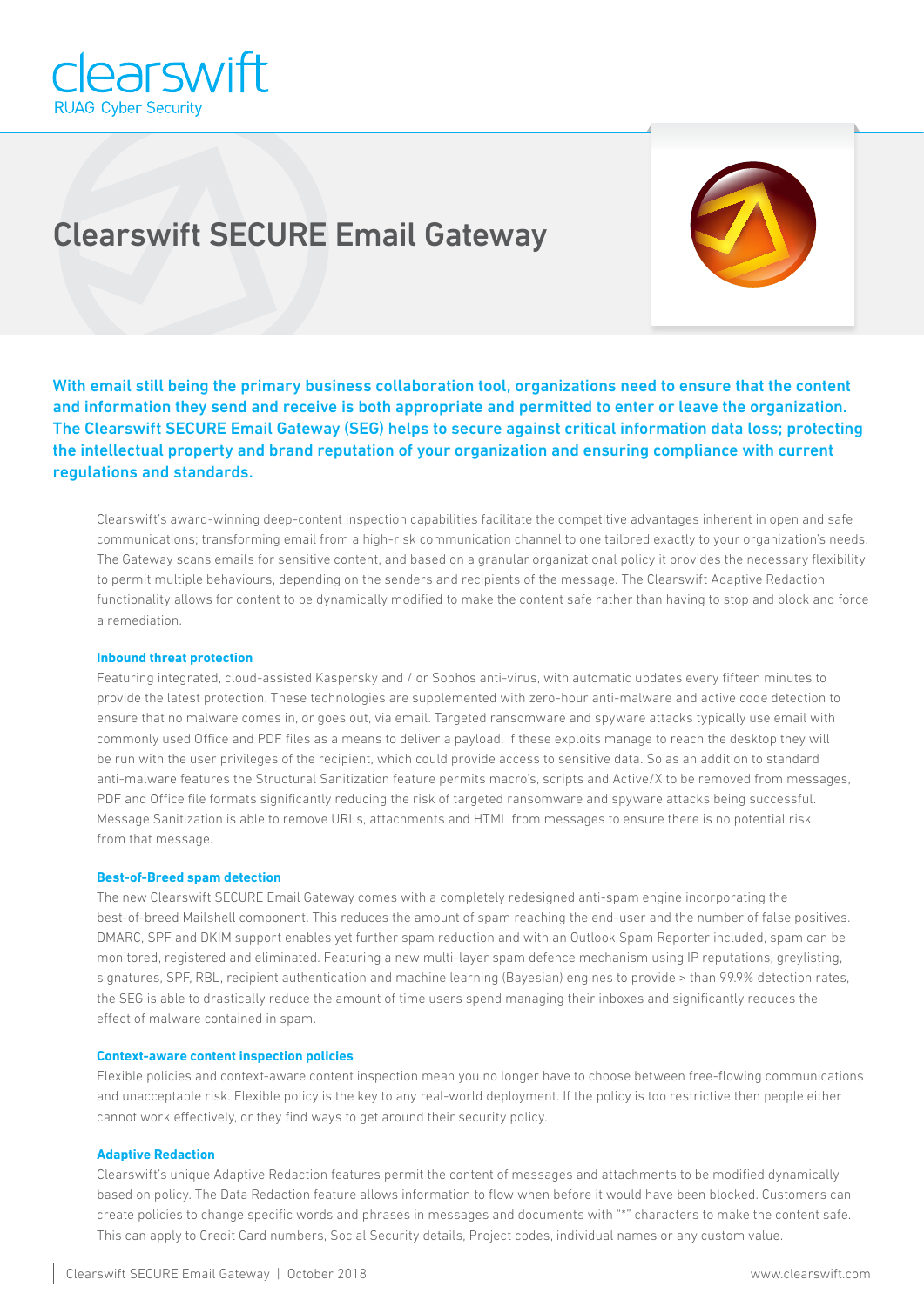clearswift
RUAG Cyber Security

# Clearswift SECURE Email Gateway

**With email still being the primary business collaboration tool, organizations need to ensure that the content and information they send and receive is both appropriate and permitted to enter or leave the organization. The Clearswift SECURE Email Gateway (SEG) helps to secure against critical information data loss; protecting the intellectual property and brand reputation of your organization and ensuring compliance with current regulations and standards.**

Clearswift's award-winning deep-content inspection capabilities facilitate the competitive advantages inherent in open and safe communications; transforming email from a high-risk communication channel to one tailored exactly to your organization's needs. The Gateway scans emails for sensitive content, and based on a granular organizational policy it provides the necessary flexibility to permit multiple behaviours, depending on the senders and recipients of the message. The Clearswift Adaptive Redaction functionality allows for content to be dynamically modified to make the content safe rather than having to stop and block and force a remediation.

### Inbound threat protection

Featuring integrated, cloud-assisted Kaspersky and / or Sophos anti-virus, with automatic updates every fifteen minutes to provide the latest protection. These technologies are supplemented with zero-hour anti-malware and active code detection to ensure that no malware comes in, or goes out, via email. Targeted ransomware and spyware attacks typically use email with commonly used Office and PDF files as a means to deliver a payload. If these exploits manage to reach the desktop they will be run with the user privileges of the recipient, which could provide access to sensitive data. So as an addition to standard anti-malware features the Structural Sanitization feature permits macro's, scripts and Active/X to be removed from messages, PDF and Office file formats significantly reducing the risk of targeted ransomware and spyware attacks being successful. Message Sanitization is able to remove URLs, attachments and HTML from messages to ensure there is no potential risk from that message.

### Best-of-Breed spam detection

The new Clearswift SECURE Email Gateway comes with a completely redesigned anti-spam engine incorporating the best-of-breed Mailshell component. This reduces the amount of spam reaching the end-user and the number of false positives. DMARC, SPF and DKIM support enables yet further spam reduction and with an Outlook Spam Reporter included, spam can be monitored, registered and eliminated. Featuring a new multi-layer spam defence mechanism using IP reputations, greylisting, signatures, SPF, RBL, recipient authentication and machine learning (Bayesian) engines to provide > than 99.9% detection rates, the SEG is able to drastically reduce the amount of time users spend managing their inboxes and significantly reduces the effect of malware contained in spam.

### Context-aware content inspection policies

Flexible policies and context-aware content inspection mean you no longer have to choose between free-flowing communications and unacceptable risk. Flexible policy is the key to any real-world deployment. If the policy is too restrictive then people either cannot work effectively, or they find ways to get around their security policy.

### Adaptive Redaction

Clearswift's unique Adaptive Redaction features permit the content of messages and attachments to be modified dynamically based on policy. The Data Redaction feature allows information to flow when before it would have been blocked. Customers can create policies to change specific words and phrases in messages and documents with "*" characters to make the content safe. This can apply to Credit Card numbers, Social Security details, Project codes, individual names or any custom value.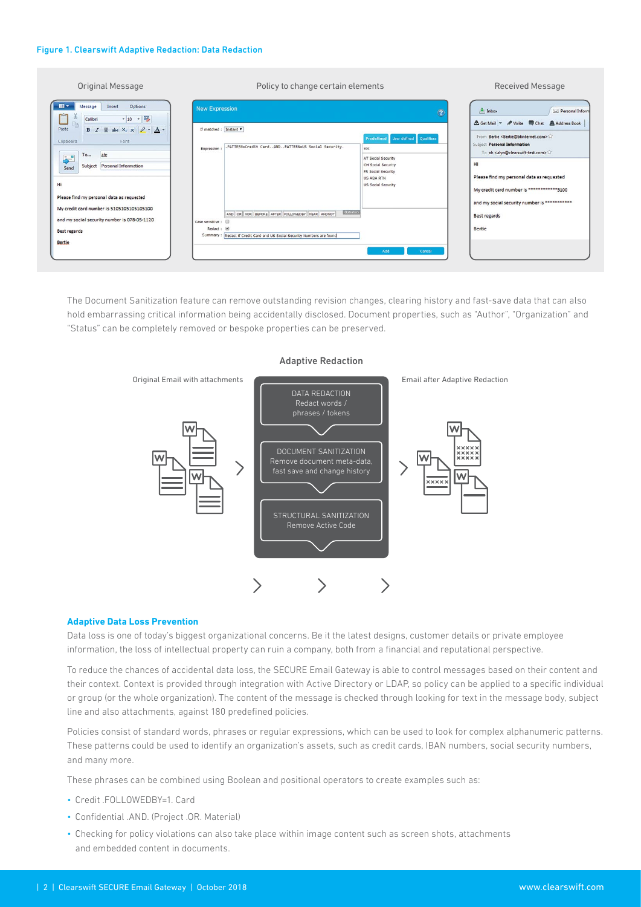**Figure 1. Clearswift Adaptive Redaction: Data Redaction**

The Document Sanitization feature can remove outstanding revision changes, clearing history and fast-save data that can also hold embarrassing critical information being accidentally disclosed. Document properties, such as "Author", "Organization" and "Status" can be completely removed or bespoke properties can be preserved.

**Adaptive Redaction**

### Adaptive Data Loss Prevention

Data loss is one of today's biggest organizational concerns. Be it the latest designs, customer details or private employee information, the loss of intellectual property can ruin a company, both from a financial and reputational perspective.

To reduce the chances of accidental data loss, the SECURE Email Gateway is able to control messages based on their content and their context. Context is provided through integration with Active Directory or LDAP, so policy can be applied to a specific individual or group (or the whole organization). The content of the message is checked through looking for text in the message body, subject line and also attachments, against 180 predefined policies.

Policies consist of standard words, phrases or regular expressions, which can be used to look for complex alphanumeric patterns. These patterns could be used to identify an organization's assets, such as credit cards, IBAN numbers, social security numbers, and many more.

These phrases can be combined using Boolean and positional operators to create examples such as:

- Credit .FOLLOWEDBY=1. Card
- Confidential .AND. (Project .OR. Material)
- Checking for policy violations can also take place within image content such as screen shots, attachments and embedded content in documents.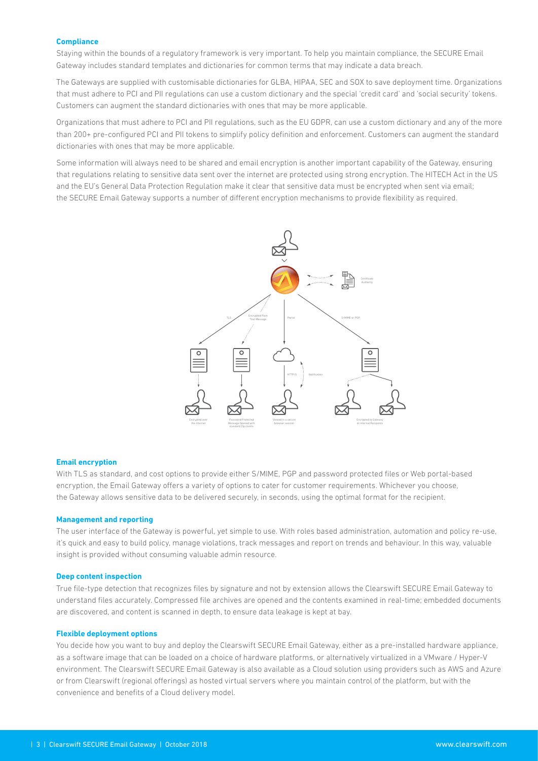### Compliance

Staying within the bounds of a regulatory framework is very important. To help you maintain compliance, the SECURE Email Gateway includes standard templates and dictionaries for common terms that may indicate a data breach.

The Gateways are supplied with customisable dictionaries for GLBA, HIPAA, SEC and SOX to save deployment time. Organizations that must adhere to PCI and PII regulations can use a custom dictionary and the special 'credit card' and 'social security' tokens. Customers can augment the standard dictionaries with ones that may be more applicable.

Organizations that must adhere to PCI and PII regulations, such as the EU GDPR, can use a custom dictionary and any of the more than 200+ pre-configured PCI and PII tokens to simplify policy definition and enforcement. Customers can augment the standard dictionaries with ones that may be more applicable.

Some information will always need to be shared and email encryption is another important capability of the Gateway, ensuring that regulations relating to sensitive data sent over the internet are protected using strong encryption. The HITECH Act in the US and the EU's General Data Protection Regulation make it clear that sensitive data must be encrypted when sent via email; the SECURE Email Gateway supports a number of different encryption mechanisms to provide flexibility as required.

### Email encryption

With TLS as standard, and cost options to provide either S/MIME, PGP and password protected files or Web portal-based encryption, the Email Gateway offers a variety of options to cater for customer requirements. Whichever you choose, the Gateway allows sensitive data to be delivered securely, in seconds, using the optimal format for the recipient.

### Management and reporting

The user interface of the Gateway is powerful, yet simple to use. With roles based administration, automation and policy re-use, it's quick and easy to build policy, manage violations, track messages and report on trends and behaviour. In this way, valuable insight is provided without consuming valuable admin resource.

### Deep content inspection

True file-type detection that recognizes files by signature and not by extension allows the Clearswift SECURE Email Gateway to understand files accurately. Compressed file archives are opened and the contents examined in real-time; embedded documents are discovered, and content is scanned in depth, to ensure data leakage is kept at bay.

### Flexible deployment options

You decide how you want to buy and deploy the Clearswift SECURE Email Gateway, either as a pre-installed hardware appliance, as a software image that can be loaded on a choice of hardware platforms, or alternatively virtualized in a VMware / Hyper-V environment. The Clearswift SECURE Email Gateway is also available as a Cloud solution using providers such as AWS and Azure or from Clearswift (regional offerings) as hosted virtual servers where you maintain control of the platform, but with the convenience and benefits of a Cloud delivery model.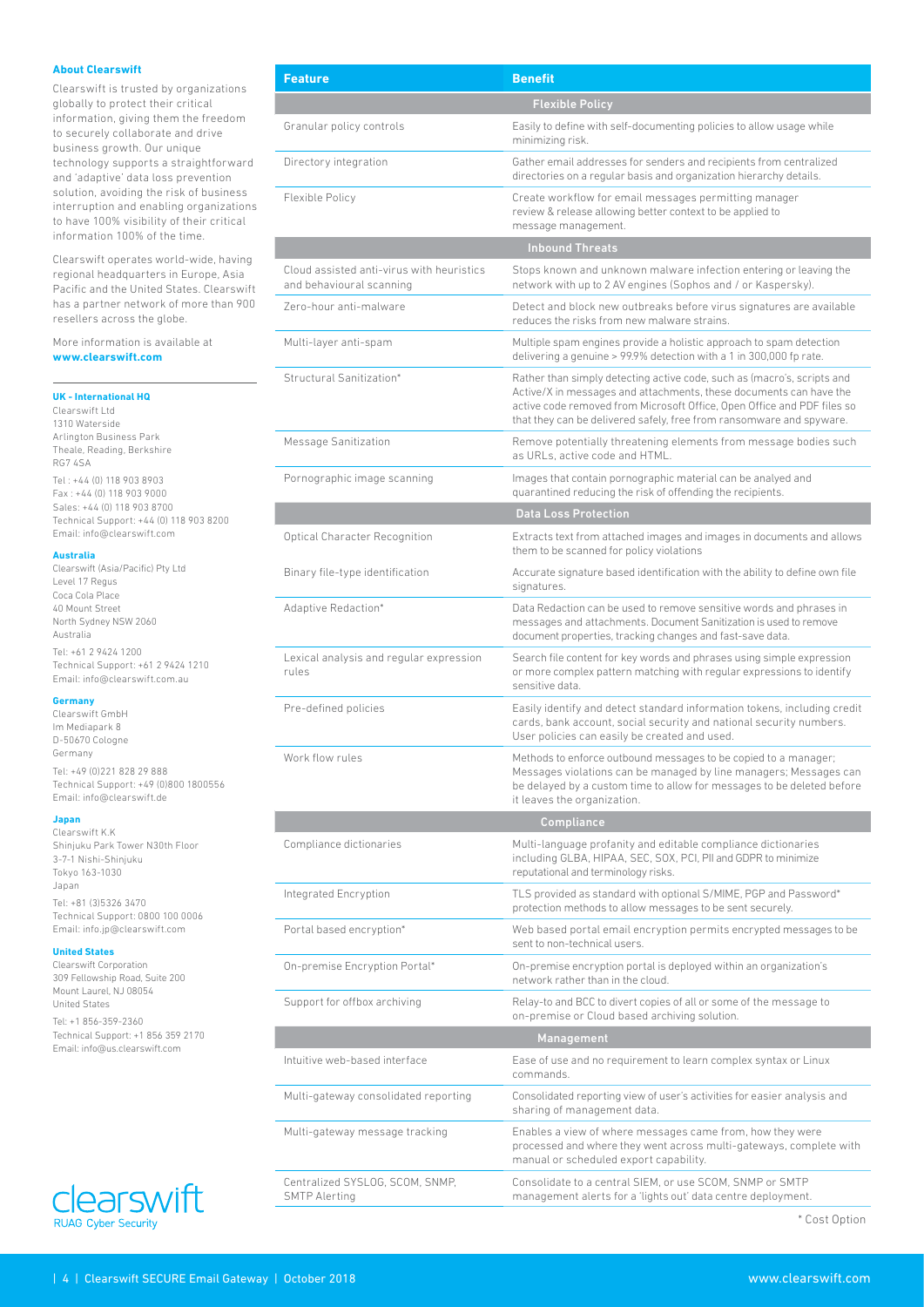**About Clearswift**

Clearswift is trusted by organizations globally to protect their critical information, giving them the freedom to securely collaborate and drive business growth. Our unique technology supports a straightforward and 'adaptive' data loss prevention solution, avoiding the risk of business interruption and enabling organizations to have 100% visibility of their critical information 100% of the time.

Clearswift operates world-wide, having regional headquarters in Europe, Asia Pacific and the United States. Clearswift has a partner network of more than 900 resellers across the globe.

More information is available at **www.clearswift.com**

**UK - International HQ**
Clearswift Ltd
1310 Waterside
Arlington Business Park
Theale, Reading, Berkshire
RG7 4SA

Tel : +44 (0) 118 903 8903
Fax : +44 (0) 118 903 9000
Sales: +44 (0) 118 903 8700
Technical Support: +44 (0) 118 903 8200
Email: info@clearswift.com

**Australia**
Clearswift (Asia/Pacific) Pty Ltd
Level 17 Regus
Coca Cola Place
40 Mount Street
North Sydney NSW 2060
Australia

Tel: +61 2 9424 1200
Technical Support: +61 2 9424 1210
Email: info@clearswift.com.au

**Germany**
Clearswift GmbH
Im Mediapark 8
D-50670 Cologne
Germany

Tel: +49 (0)221 828 29 888
Technical Support: +49 (0)800 1800556
Email: info@clearswift.de

**Japan**
Clearswift K.K
Shinjuku Park Tower N30th Floor
3-7-1 Nishi-Shinjuku
Tokyo 163-1030
Japan

Tel: +81 (3)5326 3470
Technical Support: 0800 100 0006
Email: info.jp@clearswift.com

**United States**
Clearswift Corporation
309 Fellowship Road, Suite 200
Mount Laurel, NJ 08054
United States

Tel: +1 856-359-2360
Technical Support: +1 856 359 2170
Email: info@us.clearswift.com

clearswift
RUAG Cyber Security

| Feature | Benefit |
|---|---|
| **Flexible Policy** | |
| Granular policy controls | Easily to define with self-documenting policies to allow usage while minimizing risk. |
| Directory integration | Gather email addresses for senders and recipients from centralized directories on a regular basis and organization hierarchy details. |
| Flexible Policy | Create workflow for email messages permitting manager review & release allowing better context to be applied to message management. |
| **Inbound Threats** | |
| Cloud assisted anti-virus with heuristics and behavioural scanning | Stops known and unknown malware infection entering or leaving the network with up to 2 AV engines (Sophos and / or Kaspersky). |
| Zero-hour anti-malware | Detect and block new outbreaks before virus signatures are available reduces the risks from new malware strains. |
| Multi-layer anti-spam | Multiple spam engines provide a holistic approach to spam detection delivering a genuine > 99.9% detection with a 1 in 300,000 fp rate. |
| Structural Sanitization* | Rather than simply detecting active code, such as (macro's, scripts and Active/X in messages and attachments, these documents can have the active code removed from Microsoft Office, Open Office and PDF files so that they can be delivered safely, free from ransomware and spyware. |
| Message Sanitization | Remove potentially threatening elements from message bodies such as URLs, active code and HTML. |
| Pornographic image scanning | Images that contain pornographic material can be analyed and quarantined reducing the risk of offending the recipients. |
| **Data Loss Protection** | |
| Optical Character Recognition | Extracts text from attached images and images in documents and allows them to be scanned for policy violations |
| Binary file-type identification | Accurate signature based identification with the ability to define own file signatures. |
| Adaptive Redaction* | Data Redaction can be used to remove sensitive words and phrases in messages and attachments. Document Sanitization is used to remove document properties, tracking changes and fast-save data. |
| Lexical analysis and regular expression rules | Search file content for key words and phrases using simple expression or more complex pattern matching with regular expressions to identify sensitive data. |
| Pre-defined policies | Easily identify and detect standard information tokens, including credit cards, bank account, social security and national security numbers. User policies can easily be created and used. |
| Work flow rules | Methods to enforce outbound messages to be copied to a manager; Messages violations can be managed by line managers; Messages can be delayed by a custom time to allow for messages to be deleted before it leaves the organization. |
| **Compliance** | |
| Compliance dictionaries | Multi-language profanity and editable compliance dictionaries including GLBA, HIPAA, SEC, SOX, PCI, PII and GDPR to minimize reputational and terminology risks. |
| Integrated Encryption | TLS provided as standard with optional S/MIME, PGP and Password* protection methods to allow messages to be sent securely. |
| Portal based encryption* | Web based portal email encryption permits encrypted messages to be sent to non-technical users. |
| On-premise Encryption Portal* | On-premise encryption portal is deployed within an organization's network rather than in the cloud. |
| Support for offbox archiving | Relay-to and BCC to divert copies of all or some of the message to on-premise or Cloud based archiving solution. |
| **Management** | |
| Intuitive web-based interface | Ease of use and no requirement to learn complex syntax or Linux commands. |
| Multi-gateway consolidated reporting | Consolidated reporting view of user's activities for easier analysis and sharing of management data. |
| Multi-gateway message tracking | Enables a view of where messages came from, how they were processed and where they went across multi-gateways, complete with manual or scheduled export capability. |
| Centralized SYSLOG, SCOM, SNMP, SMTP Alerting | Consolidate to a central SIEM, or use SCOM, SNMP or SMTP management alerts for a 'lights out' data centre deployment. |

* Cost Option